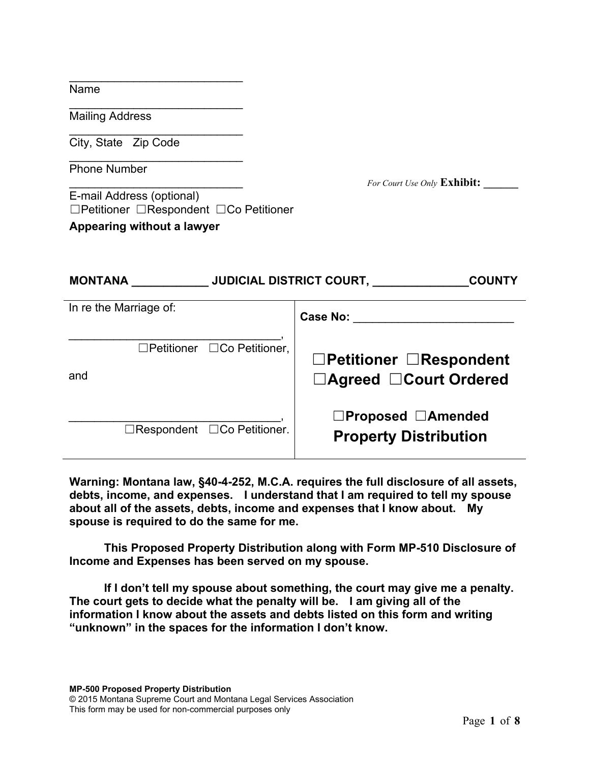\_\_\_\_\_\_\_\_\_\_\_\_\_\_\_\_\_\_\_\_\_\_\_\_\_\_\_\_
Name
\_\_\_\_\_\_\_\_\_\_\_\_\_\_\_\_\_\_\_\_\_\_\_\_\_\_\_\_
Mailing Address
\_\_\_\_\_\_\_\_\_\_\_\_\_\_\_\_\_\_\_\_\_\_\_\_\_\_\_\_
City, State Zip Code
\_\_\_\_\_\_\_\_\_\_\_\_\_\_\_\_\_\_\_\_\_\_\_\_\_\_\_\_
Phone Number
\_\_\_\_\_\_\_\_\_\_\_\_\_\_\_\_\_\_\_\_\_\_\_\_\_\_\_\_
E-mail Address (optional)
☐Petitioner ☐Respondent ☐Co Petitioner
**Appearing without a lawyer**

*For Court Use Only* **Exhibit: \_\_\_\_\_\_**

**MONTANA \_\_\_\_\_\_\_\_\_\_\_\_ JUDICIAL DISTRICT COURT, \_\_\_\_\_\_\_\_\_\_\_\_\_\_\_COUNTY**

| In re the Marriage of: | **Case No: \_\_\_\_\_\_\_\_\_\_\_\_\_\_\_\_\_\_\_\_\_\_\_\_\_** |
|---|---|
| \_\_\_\_\_\_\_\_\_\_\_\_\_\_\_\_\_\_\_\_\_\_\_\_\_\_\_\_\_\_\_\_\_\_, ☐Petitioner ☐Co Petitioner, | **☐Petitioner ☐Respondent** |
| and | **☐Agreed ☐Court Ordered** |
| \_\_\_\_\_\_\_\_\_\_\_\_\_\_\_\_\_\_\_\_\_\_\_\_\_\_\_\_\_\_\_\_\_\_, ☐Respondent ☐Co Petitioner. | **☐Proposed ☐Amended** **Property Distribution** |

**Warning: Montana law, §40-4-252, M.C.A. requires the full disclosure of all assets, debts, income, and expenses. I understand that I am required to tell my spouse about all of the assets, debts, income and expenses that I know about. My spouse is required to do the same for me.**

**This Proposed Property Distribution along with Form MP-510 Disclosure of Income and Expenses has been served on my spouse.**

**If I don't tell my spouse about something, the court may give me a penalty. The court gets to decide what the penalty will be. I am giving all of the information I know about the assets and debts listed on this form and writing "unknown" in the spaces for the information I don't know.**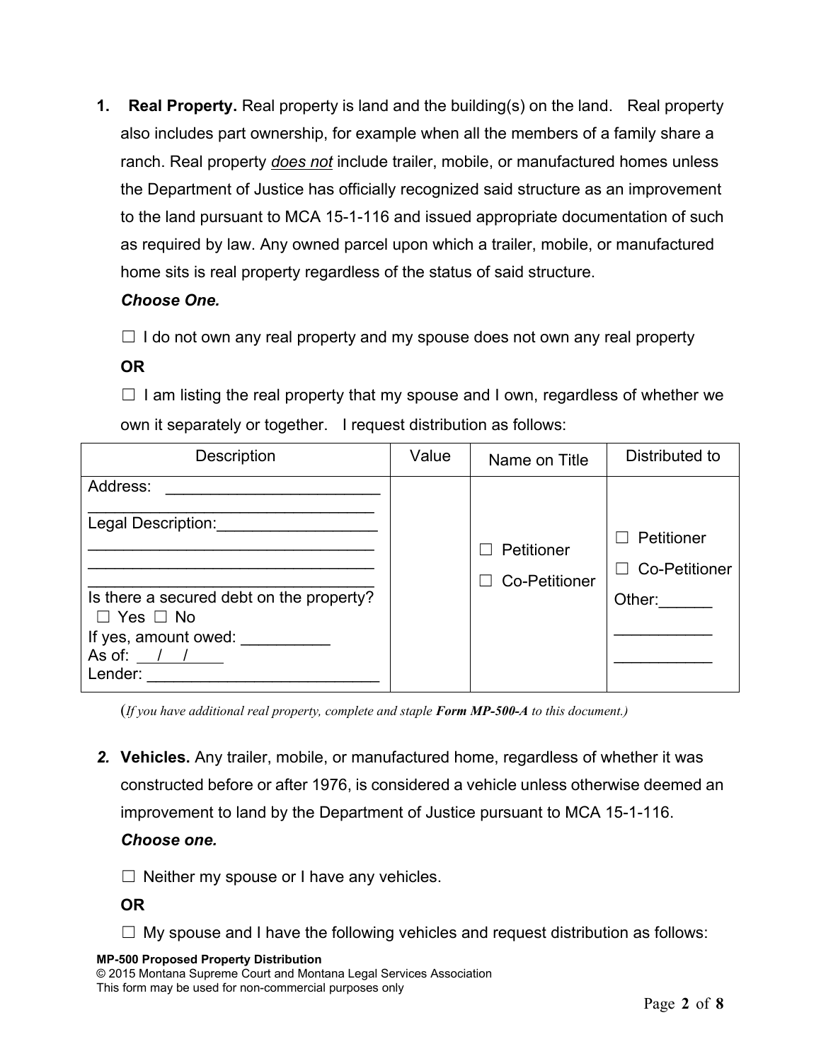1. **Real Property.** Real property is land and the building(s) on the land. Real property also includes part ownership, for example when all the members of a family share a ranch. Real property _does not_ include trailer, mobile, or manufactured homes unless the Department of Justice has officially recognized said structure as an improvement to the land pursuant to MCA 15-1-116 and issued appropriate documentation of such as required by law. Any owned parcel upon which a trailer, mobile, or manufactured home sits is real property regardless of the status of said structure.

   ***Choose One.***

   ☐ I do not own any real property and my spouse does not own any real property

   **OR**

   ☐ I am listing the real property that my spouse and I own, regardless of whether we own it separately or together. I request distribution as follows:

| Description | Value | Name on Title | Distributed to |
|---|---|---|---|
| Address: ________________________<br>________________________________<br>Legal Description:_________________<br>________________________________<br>________________________________<br>________________________________<br>Is there a secured debt on the property?<br>☐ Yes ☐ No<br>If yes, amount owed: __________<br>As of: ___/___/_____<br>Lender: __________________________ | | ☐ Petitioner<br>☐ Co-Petitioner | ☐ Petitioner<br>☐ Co-Petitioner<br>Other:______<br>___________<br>___________ |

(*If you have additional real property, complete and staple* ***Form MP-500-A*** *to this document.)*

2. **Vehicles.** Any trailer, mobile, or manufactured home, regardless of whether it was constructed before or after 1976, is considered a vehicle unless otherwise deemed an improvement to land by the Department of Justice pursuant to MCA 15-1-116.

   ***Choose one.***

   ☐ Neither my spouse or I have any vehicles.

   **OR**

   ☐ My spouse and I have the following vehicles and request distribution as follows: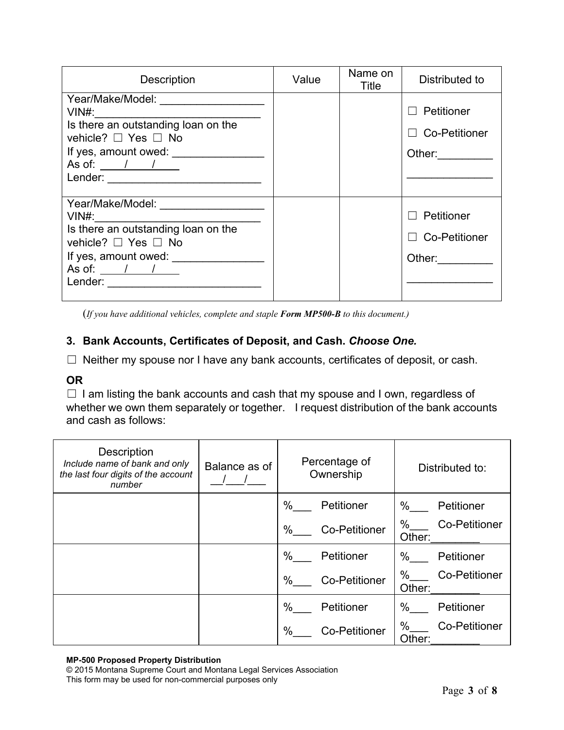| Description | Value | Name on Title | Distributed to |
|---|---|---|---|
| Year/Make/Model: ________________<br>VIN#:___________________________<br>Is there an outstanding loan on the vehicle? ☐ Yes ☐ No<br>If yes, amount owed: _______________<br>As of: ____/____/_____<br>Lender: _________________________ | | | ☐ Petitioner<br>☐ Co-Petitioner<br>Other:_________<br>______________ |
| Year/Make/Model: ________________<br>VIN#:___________________________<br>Is there an outstanding loan on the vehicle? ☐ Yes ☐ No<br>If yes, amount owed: _______________<br>As of: ____/____/_____<br>Lender: _________________________ | | | ☐ Petitioner<br>☐ Co-Petitioner<br>Other:_________<br>______________ |

(*If you have additional vehicles, complete and staple **Form MP500-B** to this document.)*

### 3. Bank Accounts, Certificates of Deposit, and Cash. *Choose One.*

☐ Neither my spouse nor I have any bank accounts, certificates of deposit, or cash.

**OR**

☐ I am listing the bank accounts and cash that my spouse and I own, regardless of whether we own them separately or together. I request distribution of the bank accounts and cash as follows:

| Description<br>*Include name of bank and only the last four digits of the account number* | Balance as of __/___/___ | Percentage of Ownership | Distributed to: |
|---|---|---|---|
| | | %___ Petitioner<br>%___ Co-Petitioner | %___ Petitioner<br>%___ Co-Petitioner<br>Other:________ |
| | | %___ Petitioner<br>%___ Co-Petitioner | %___ Petitioner<br>%___ Co-Petitioner<br>Other:________ |
| | | %___ Petitioner<br>%___ Co-Petitioner | %___ Petitioner<br>%___ Co-Petitioner<br>Other:________ |

**MP-500 Proposed Property Distribution**
© 2015 Montana Supreme Court and Montana Legal Services Association
This form may be used for non-commercial purposes only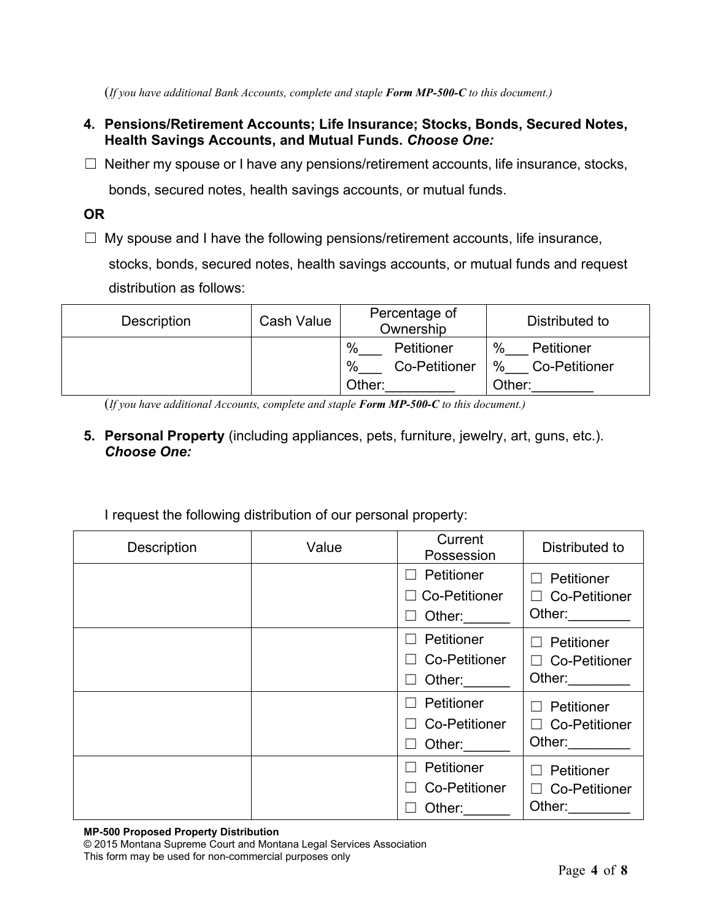(*If you have additional Bank Accounts, complete and staple **Form MP-500-C** to this document.)*

**4. Pensions/Retirement Accounts; Life Insurance; Stocks, Bonds, Secured Notes, Health Savings Accounts, and Mutual Funds.** ***Choose One:***

☐ Neither my spouse or I have any pensions/retirement accounts, life insurance, stocks, bonds, secured notes, health savings accounts, or mutual funds.

**OR**

☐ My spouse and I have the following pensions/retirement accounts, life insurance, stocks, bonds, secured notes, health savings accounts, or mutual funds and request distribution as follows:

| Description | Cash Value | Percentage of Ownership | Distributed to |
|---|---|---|---|
| | | %___ Petitioner<br>%___ Co-Petitioner<br>Other:_________ | %___ Petitioner<br>%___ Co-Petitioner<br>Other:________ |

(*If you have additional Accounts, complete and staple **Form MP-500-C** to this document.)*

**5. Personal Property** (including appliances, pets, furniture, jewelry, art, guns, etc.). ***Choose One:***

I request the following distribution of our personal property:

| Description | Value | Current Possession | Distributed to |
|---|---|---|---|
| | | ☐ Petitioner<br>☐ Co-Petitioner<br>☐ Other:______ | ☐ Petitioner<br>☐ Co-Petitioner<br>Other:________ |
| | | ☐ Petitioner<br>☐ Co-Petitioner<br>☐ Other:______ | ☐ Petitioner<br>☐ Co-Petitioner<br>Other:________ |
| | | ☐ Petitioner<br>☐ Co-Petitioner<br>☐ Other:______ | ☐ Petitioner<br>☐ Co-Petitioner<br>Other:________ |
| | | ☐ Petitioner<br>☐ Co-Petitioner<br>☐ Other:______ | ☐ Petitioner<br>☐ Co-Petitioner<br>Other:________ |

**MP-500 Proposed Property Distribution**
© 2015 Montana Supreme Court and Montana Legal Services Association
This form may be used for non-commercial purposes only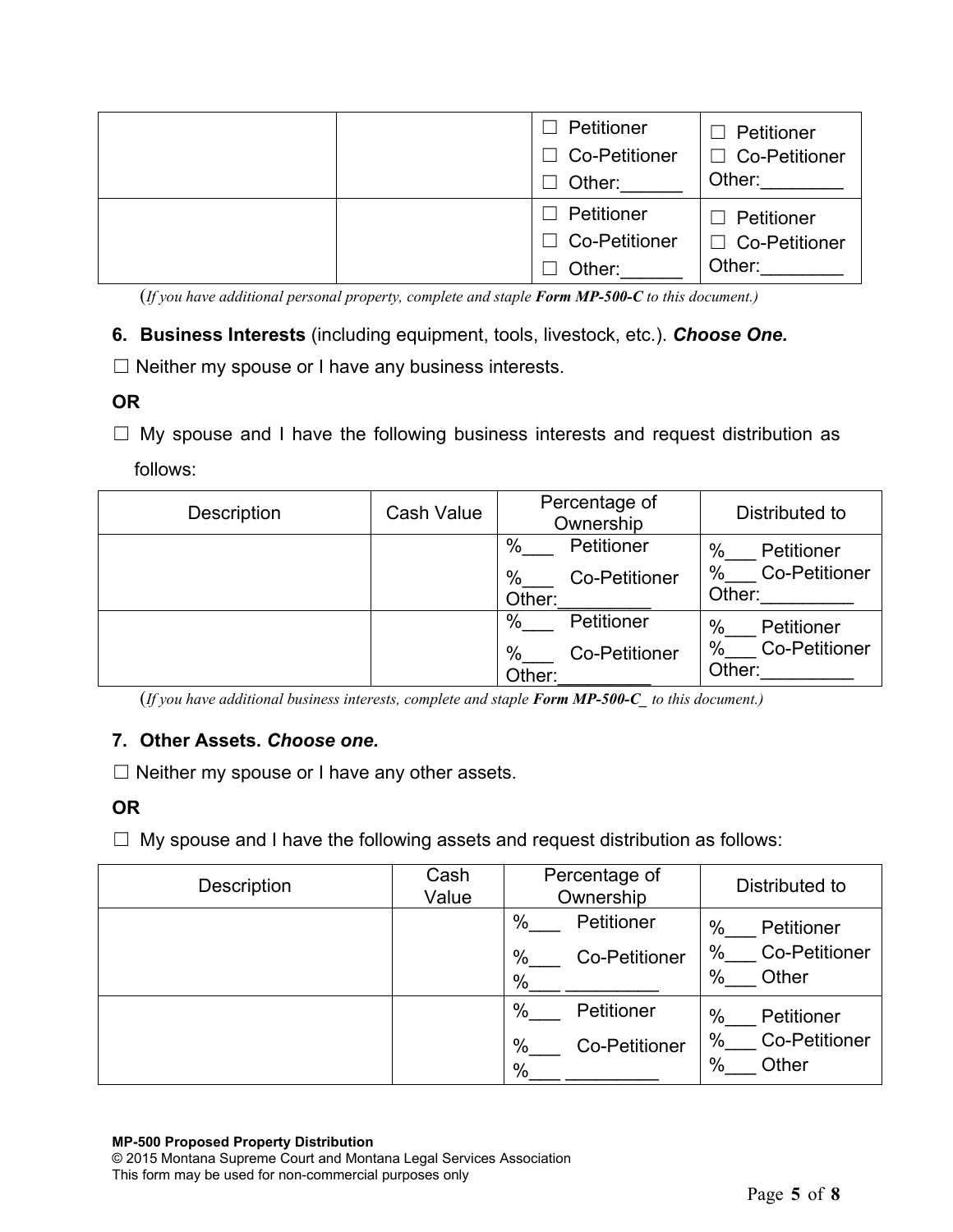| | | ☐ Petitioner<br>☐ Co-Petitioner<br>☐ Other:______ | ☐ Petitioner<br>☐ Co-Petitioner<br>Other:________ |
|---|---|---|---|
| | | ☐ Petitioner<br>☐ Co-Petitioner<br>☐ Other:______ | ☐ Petitioner<br>☐ Co-Petitioner<br>Other:________ |

(*If you have additional personal property, complete and staple **Form MP-500-C** to this document.)*

**6. Business Interests** (including equipment, tools, livestock, etc.). ***Choose One.***

☐ Neither my spouse or I have any business interests.

**OR**

☐ My spouse and I have the following business interests and request distribution as follows:

| Description | Cash Value | Percentage of Ownership | Distributed to |
|---|---|---|---|
| | | %___ Petitioner<br>%___ Co-Petitioner<br>Other:_________ | %___ Petitioner<br>%___ Co-Petitioner<br>Other:_________ |
| | | %___ Petitioner<br>%___ Co-Petitioner<br>Other:_________ | %___ Petitioner<br>%___ Co-Petitioner<br>Other:_________ |

(*If you have additional business interests, complete and staple **Form MP-500-C_** to this document.)*

**7. Other Assets. *Choose one.***

☐ Neither my spouse or I have any other assets.

**OR**

☐ My spouse and I have the following assets and request distribution as follows:

| Description | Cash Value | Percentage of Ownership | Distributed to |
|---|---|---|---|
| | | %___ Petitioner<br>%___ Co-Petitioner<br>%___ _________ | %___ Petitioner<br>%___ Co-Petitioner<br>%___ Other |
| | | %___ Petitioner<br>%___ Co-Petitioner<br>%___ _________ | %___ Petitioner<br>%___ Co-Petitioner<br>%___ Other |

**MP-500 Proposed Property Distribution**
© 2015 Montana Supreme Court and Montana Legal Services Association
This form may be used for non-commercial purposes only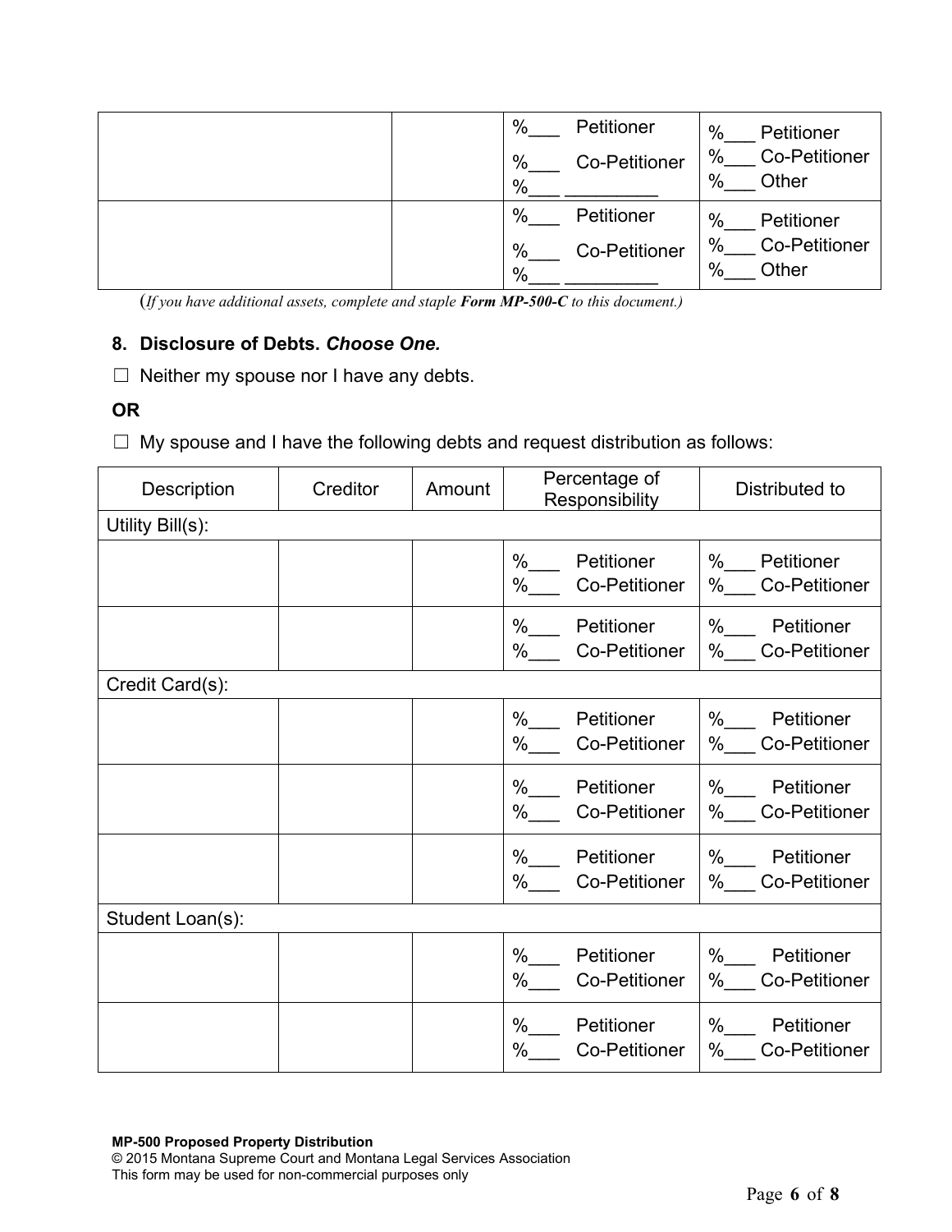| | | %___ Petitioner<br>%___ Co-Petitioner<br>%___ _________ | %___ Petitioner<br>%___ Co-Petitioner<br>%___ Other |
|---|---|---|---|
| | | %___ Petitioner<br>%___ Co-Petitioner<br>%___ _________ | %___ Petitioner<br>%___ Co-Petitioner<br>%___ Other |

(*If you have additional assets, complete and staple **Form MP-500-C** to this document.)*

**8. Disclosure of Debts. *Choose One.***

☐ Neither my spouse nor I have any debts.

**OR**

☐ My spouse and I have the following debts and request distribution as follows:

| Description | Creditor | Amount | Percentage of Responsibility | Distributed to |
|---|---|---|---|---|
| Utility Bill(s): | | | | |
| | | | %___ Petitioner<br>%___ Co-Petitioner | %___ Petitioner<br>%___ Co-Petitioner |
| | | | %___ Petitioner<br>%___ Co-Petitioner | %___ Petitioner<br>%___ Co-Petitioner |
| Credit Card(s): | | | | |
| | | | %___ Petitioner<br>%___ Co-Petitioner | %___ Petitioner<br>%___ Co-Petitioner |
| | | | %___ Petitioner<br>%___ Co-Petitioner | %___ Petitioner<br>%___ Co-Petitioner |
| | | | %___ Petitioner<br>%___ Co-Petitioner | %___ Petitioner<br>%___ Co-Petitioner |
| Student Loan(s): | | | | |
| | | | %___ Petitioner<br>%___ Co-Petitioner | %___ Petitioner<br>%___ Co-Petitioner |
| | | | %___ Petitioner<br>%___ Co-Petitioner | %___ Petitioner<br>%___ Co-Petitioner |

**MP-500 Proposed Property Distribution**
© 2015 Montana Supreme Court and Montana Legal Services Association
This form may be used for non-commercial purposes only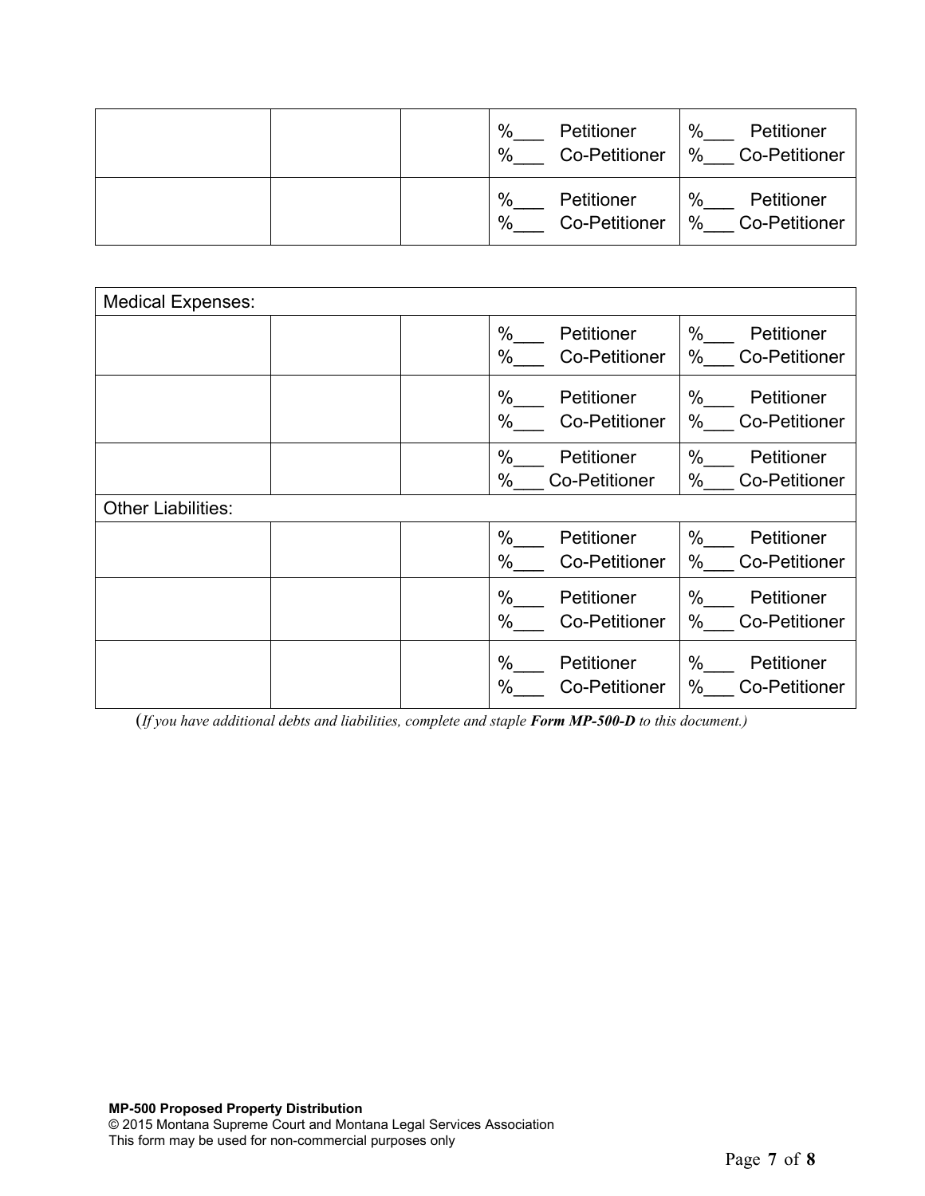| | | | %___ Petitioner<br>%___ Co-Petitioner | %___ Petitioner<br>%___ Co-Petitioner |
|---|---|---|---|---|
| | | | %___ Petitioner<br>%___ Co-Petitioner | %___ Petitioner<br>%___ Co-Petitioner |

| Medical Expenses: | | | | |
|---|---|---|---|---|
| | | | %___ Petitioner<br>%___ Co-Petitioner | %___ Petitioner<br>%___ Co-Petitioner |
| | | | %___ Petitioner<br>%___ Co-Petitioner | %___ Petitioner<br>%___ Co-Petitioner |
| | | | %___ Petitioner<br>%___ Co-Petitioner | %___ Petitioner<br>%___ Co-Petitioner |
| Other Liabilities: | | | | |
| | | | %___ Petitioner<br>%___ Co-Petitioner | %___ Petitioner<br>%___ Co-Petitioner |
| | | | %___ Petitioner<br>%___ Co-Petitioner | %___ Petitioner<br>%___ Co-Petitioner |
| | | | %___ Petitioner<br>%___ Co-Petitioner | %___ Petitioner<br>%___ Co-Petitioner |

(*If you have additional debts and liabilities, complete and staple **Form MP-500-D** to this document.)*

**MP-500 Proposed Property Distribution**
© 2015 Montana Supreme Court and Montana Legal Services Association
This form may be used for non-commercial purposes only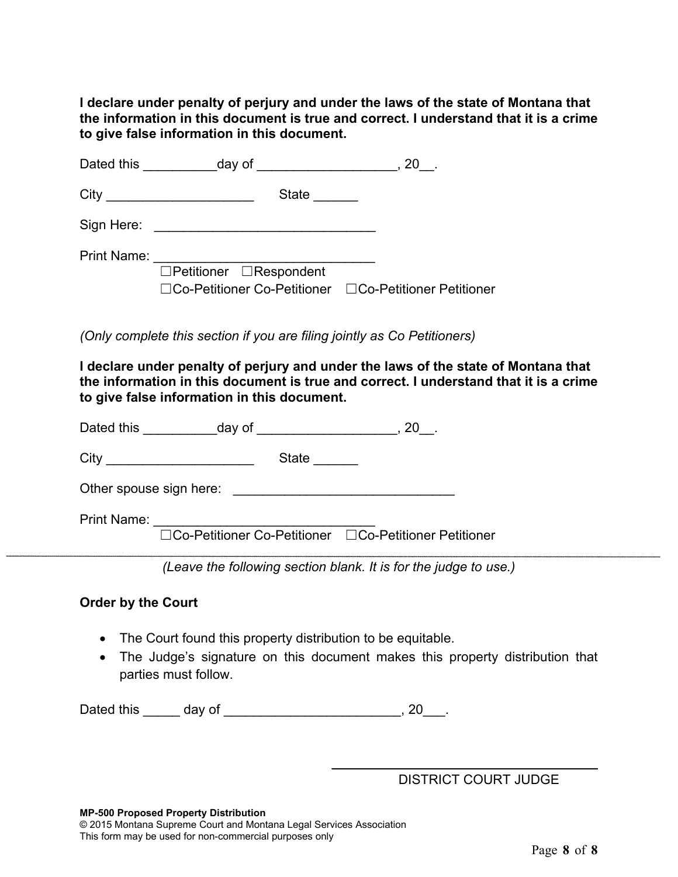**I declare under penalty of perjury and under the laws of the state of Montana that the information in this document is true and correct. I understand that it is a crime to give false information in this document.**

Dated this __________day of ___________________, 20__.

City ____________________ State ______

Sign Here: ______________________________

Print Name: ______________________________

☐Petitioner ☐Respondent

☐Co-Petitioner Co-Petitioner ☐Co-Petitioner Petitioner

*(Only complete this section if you are filing jointly as Co Petitioners)*

**I declare under penalty of perjury and under the laws of the state of Montana that the information in this document is true and correct. I understand that it is a crime to give false information in this document.**

Dated this __________day of ___________________, 20__.

City ____________________ State ______

Other spouse sign here: ______________________________

Print Name: ______________________________

☐Co-Petitioner Co-Petitioner ☐Co-Petitioner Petitioner

---

*(Leave the following section blank. It is for the judge to use.)*

**Order by the Court**

- The Court found this property distribution to be equitable.
- The Judge's signature on this document makes this property distribution that parties must follow.

Dated this _____ day of ________________________, 20___.

______________________________

DISTRICT COURT JUDGE

**MP-500 Proposed Property Distribution**

© 2015 Montana Supreme Court and Montana Legal Services Association

This form may be used for non-commercial purposes only